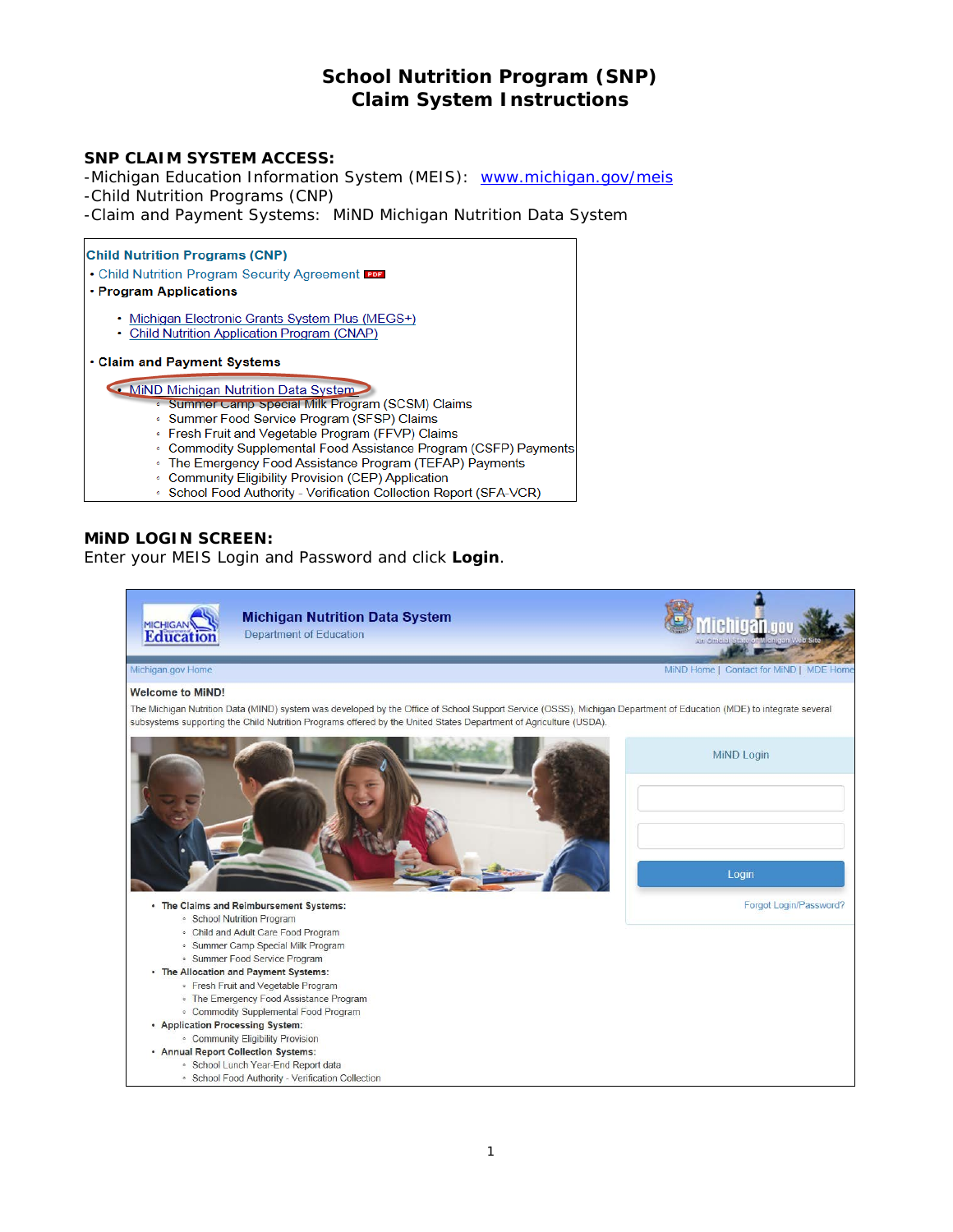# School Nutrition Program (SNP)
# Claim System Instructions

## SNP CLAIM SYSTEM ACCESS:

-Michigan Education Information System (MEIS): [www.michigan.gov/meis](www.michigan.gov/meis)
-Child Nutrition Programs (CNP)
-Claim and Payment Systems: MiND Michigan Nutrition Data System

**Child Nutrition Programs (CNP)**

- Child Nutrition Program Security Agreement
- **Program Applications**
  - Michigan Electronic Grants System Plus (MEGS+)
  - Child Nutrition Application Program (CNAP)
- **Claim and Payment Systems**
  - MiND Michigan Nutrition Data System
    - Summer Camp Special Milk Program (SCSM) Claims
    - Summer Food Service Program (SFSP) Claims
    - Fresh Fruit and Vegetable Program (FFVP) Claims
    - Commodity Supplemental Food Assistance Program (CSFP) Payments
    - The Emergency Food Assistance Program (TEFAP) Payments
    - Community Eligibility Provision (CEP) Application
    - School Food Authority - Verification Collection Report (SFA-VCR)

## MiND LOGIN SCREEN:

Enter your MEIS Login and Password and click **Login**.

**Michigan Nutrition Data System**
Department of Education

Michigan.gov Home | MiND Home | Contact for MiND | MDE Home

**Welcome to MiND!**

The Michigan Nutrition Data (MiND) system was developed by the Office of School Support Service (OSSS), Michigan Department of Education (MDE) to integrate several subsystems supporting the Child Nutrition Programs offered by the United States Department of Agriculture (USDA).

MiND Login

Login

Forgot Login/Password?

- **The Claims and Reimbursement Systems:**
  - School Nutrition Program
  - Child and Adult Care Food Program
  - Summer Camp Special Milk Program
  - Summer Food Service Program
- **The Allocation and Payment Systems:**
  - Fresh Fruit and Vegetable Program
  - The Emergency Food Assistance Program
  - Commodity Supplemental Food Program
- **Application Processing System:**
  - Community Eligibility Provision
- **Annual Report Collection Systems:**
  - School Lunch Year-End Report data
  - School Food Authority - Verification Collection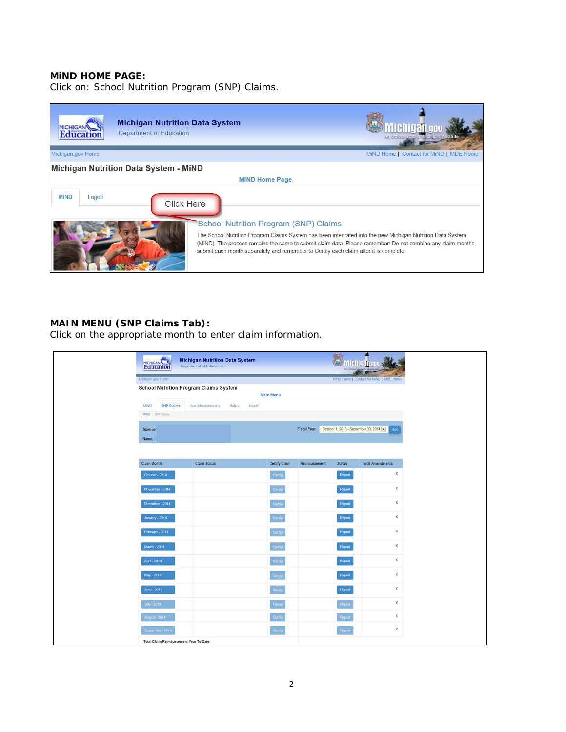**MiND HOME PAGE:**

Click on: School Nutrition Program (SNP) Claims.

Michigan Nutrition Data System

Department of Education

Michigan.gov Home | MiND Home | Contact for MiND | MDE Home

Michigan Nutrition Data System - MiND

MiND Home Page

MiND | Logoff

Click Here

School Nutrition Program (SNP) Claims

The School Nutrition Program Claims System has been integrated into the new Michigan Nutrition Data System (MiND). The process remains the same to submit claim data. Please remember: Do not combine any claim months, submit each month separately and remember to Certify each claim after it is complete.

**MAIN MENU (SNP Claims Tab):**

Click on the appropriate month to enter claim information.

School Nutrition Program Claims System

Main Menu

MiND | SNP Claims | User Management | Help | Logoff

Sponsor Name:

Fiscal Year: October 1, 2013 - September 30, 2014 | Set

| Claim Month | Claim Status | Certify Claim | Reimbursement | Status | Total Amendments |
|---|---|---|---|---|---|
| October - 2014 | | Certify | | Report | 0 |
| November - 2014 | | Certify | | Report | 0 |
| December - 2014 | | Certify | | Report | 0 |
| January - 2014 | | Certify | | Report | 0 |
| February - 2014 | | Certify | | Report | 0 |
| March - 2014 | | Certify | | Report | 0 |
| April - 2014 | | Certify | | Report | 0 |
| May - 2014 | | Certify | | Report | 0 |
| June - 2014 | | Certify | | Report | 0 |
| July - 2014 | | Certify | | Report | 0 |
| August - 2014 | | Certify | | Report | 0 |
| September - 2014 | | Certify | | Report | 0 |

Total Claim Reimbursement Year To Date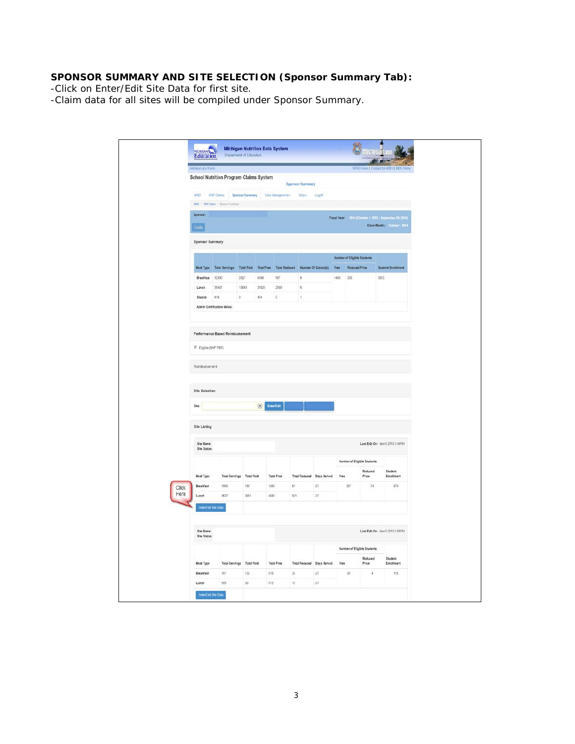**SPONSOR SUMMARY AND SITE SELECTION (Sponsor Summary Tab):**

-Click on Enter/Edit Site Data for first site.
-Claim data for all sites will be compiled under Sponsor Summary.

Michigan Nutrition Data System
Department of Education

School Nutrition Program Claims System

Sponsor Summary

Sponsor:

Fiscal Year: 2014 (October 1, 2013 - September 30, 2014)
Claim Month: October - 2014

Sponsor Summary

| Meal Type | Total Servings | Total Paid | Total Free | Total Reduced | Number Of School(s) | Number of Eligible Students Free | Reduced Price | Student Enrollment |
|---|---|---|---|---|---|---|---|---|
| Breakfast | 12590 | 2827 | 9196 | 567 | 6 | 1488 | 208 | 3853 |
| Lunch | 35407 | 10993 | 21826 | 2588 | 6 | | | |
| Snacks | 414 | 0 | 414 | 0 | 1 | | | |

Admin Certification Notes:

Performance Based Reimbursement

Eligible (SNP PBR)

Reimbursement

Site Selection

Site: Enter/Edit

Site Listing

Site Name:
Site Status:
Last Edit On: Nov 5 2013 2:49PM

| Meal Type | Total Servings | Total Paid | Total Free | Total Reduced | Days Served | Number of Eligible Students Free | Reduced Price | Student Enrollment |
|---|---|---|---|---|---|---|---|---|
| Breakfast | 1595 | 168 | 1366 | 61 | 21 | 357 | 74 | 879 |
| Lunch | 9627 | 3861 | 4845 | 921 | 21 | | | |

Click Here

Enter/Edit Site Data

Site Name:
Site Status:
Last Edit On: Nov 5 2013 2:50PM

| Meal Type | Total Servings | Total Paid | Total Free | Total Reduced | Days Served | Number of Eligible Students Free | Reduced Price | Student Enrollment |
|---|---|---|---|---|---|---|---|---|
| Breakfast | 781 | 132 | 616 | 33 | 21 | 87 | 4 | 116 |
| Lunch | 655 | 33 | 612 | 10 | 21 | | | |

Enter/Edit Site Data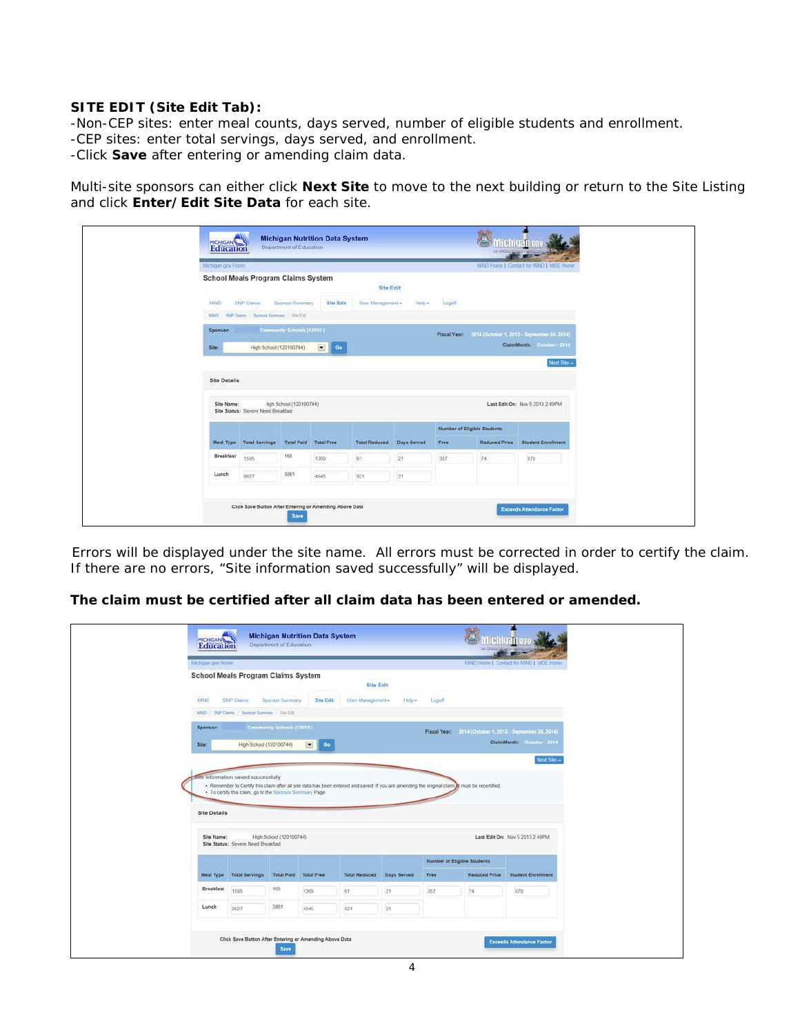**SITE EDIT (Site Edit Tab):**

-Non-CEP sites: enter meal counts, days served, number of eligible students and enrollment.
-CEP sites: enter total servings, days served, and enrollment.
-Click **Save** after entering or amending claim data.

Multi-site sponsors can either click **Next Site** to move to the next building or return to the Site Listing and click **Enter/Edit Site Data** for each site.

Errors will be displayed under the site name. All errors must be corrected in order to certify the claim. If there are no errors, "Site information saved successfully" will be displayed.

**The claim must be certified after all claim data has been entered or amended.**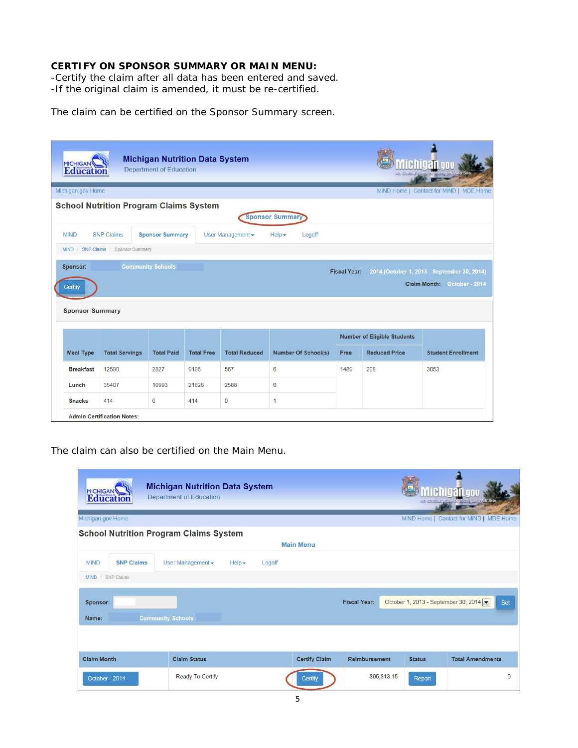**CERTIFY ON SPONSOR SUMMARY OR MAIN MENU:**
-Certify the claim after all data has been entered and saved.
-If the original claim is amended, it must be re-certified.

The claim can be certified on the Sponsor Summary screen.

Michigan Nutrition Data System
Department of Education

Michigan.gov Home | MiND Home | Contact for MiND | MDE Home

**School Nutrition Program Claims System**

Sponsor Summary

MiND | SNP Claims | Sponsor Summary | User Management | Help | Logoff

MiND / SNP Claims / Sponsor Summary

Sponsor: Community Schools

Fiscal Year: 2014 (October 1, 2013 - September 30, 2014)

Claim Month: October - 2014

Certify

Sponsor Summary

| Meal Type | Total Servings | Total Paid | Total Free | Total Reduced | Number Of School(s) | Number of Eligible Students | | Student Enrollment |
|---|---|---|---|---|---|---|---|---|
| | | | | | | Free | Reduced Price | |
| Breakfast | 12590 | 2827 | 9196 | 567 | 6 | 1489 | 208 | 3053 |
| Lunch | 35407 | 10993 | 21826 | 2588 | 6 | | | |
| Snacks | 414 | 0 | 414 | 0 | 1 | | | |

Admin Certification Notes:

The claim can also be certified on the Main Menu.

Michigan Nutrition Data System
Department of Education

Michigan.gov Home | MiND Home | Contact for MiND | MDE Home

**School Nutrition Program Claims System**

Main Menu

MiND | SNP Claims | User Management | Help | Logoff

MiND / SNP Claims

Sponsor:

Name: Community Schools

Fiscal Year: October 1, 2013 - September 30, 2014 | Set

| Claim Month | Claim Status | Certify Claim | Reimbursement | Status | Total Amendments |
|---|---|---|---|---|---|
| October - 2014 | Ready To Certify | Certify | $95,813.15 | Report | 0 |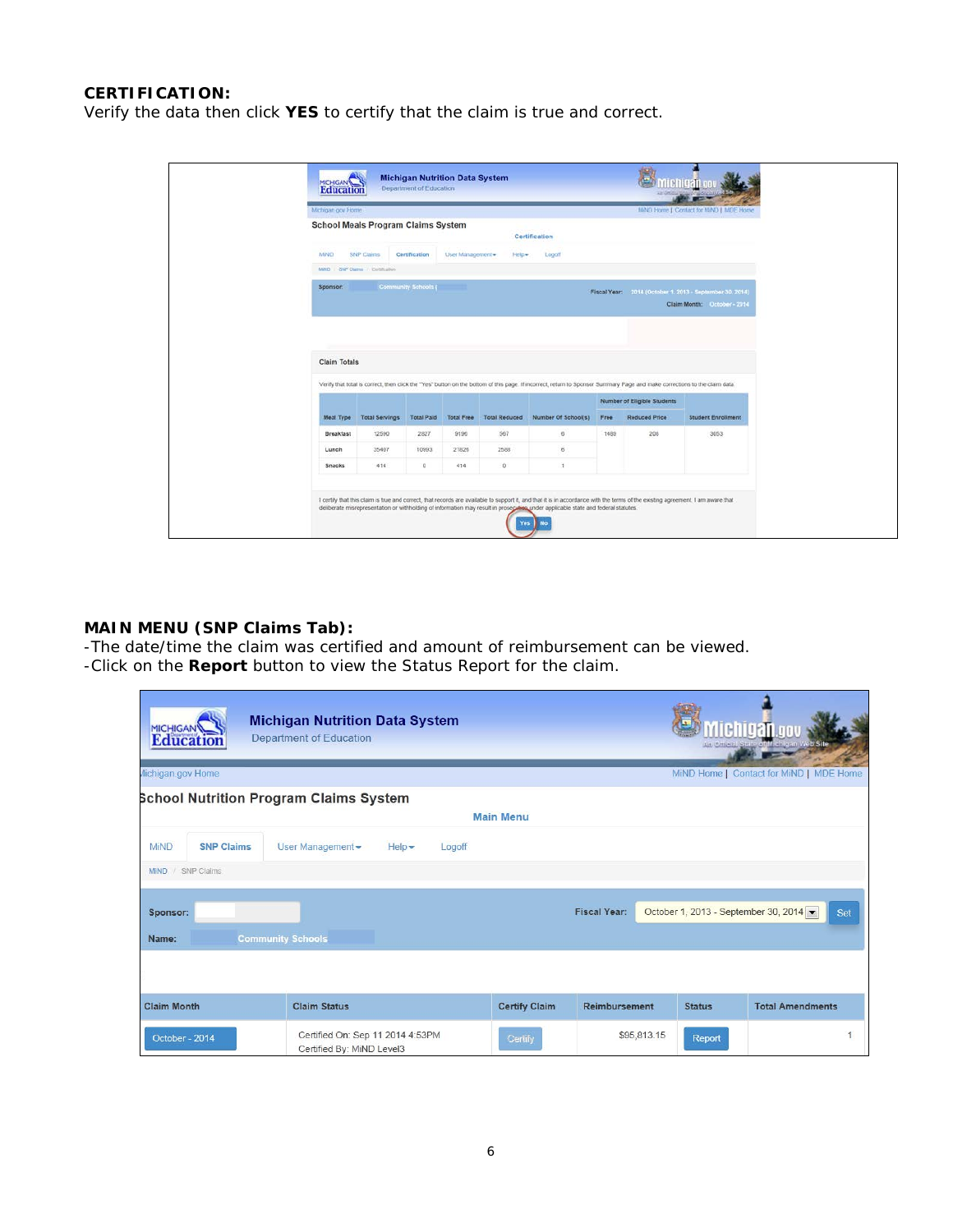**CERTIFICATION:**
Verify the data then click **YES** to certify that the claim is true and correct.

Michigan Nutrition Data System
Department of Education

Michigan.gov Home

MiND Home | Contact for MiND | MDE Home

School Meals Program Claims System

Certification

MiND SNP Claims Certification User Management Help Logoff

MiND / SNP Claims / Certification

Sponsor: Community Schools

Fiscal Year: 2014 (October 1, 2013 - September 30, 2014)

Claim Month: October - 2014

Claim Totals

Verify that total is correct, then click the "Yes" button on the bottom of this page. If incorrect, return to Sponsor Summary Page and make corrections to the claim data.

| Meal Type | Total Servings | Total Paid | Total Free | Total Reduced | Number Of School(s) | Number of Eligible Students | | Student Enrollment |
|---|---|---|---|---|---|---|---|---|
| | | | | | | Free | Reduced Price | |
| Breakfast | 12590 | 2827 | 9196 | 567 | 6 | 1488 | 208 | 3053 |
| Lunch | 35407 | 10993 | 21826 | 2588 | 6 | | | |
| Snacks | 414 | 0 | 414 | 0 | 1 | | | |

I certify that this claim is true and correct, that records are available to support it, and that it is in accordance with the terms of the existing agreement. I am aware that deliberate misrepresentation or withholding of information may result in prosecution under applicable state and federal statutes.

Yes No

**MAIN MENU (SNP Claims Tab):**
-The date/time the claim was certified and amount of reimbursement can be viewed.
-Click on the **Report** button to view the Status Report for the claim.

Michigan Nutrition Data System
Department of Education

Michigan.gov Home

MiND Home | Contact for MiND | MDE Home

School Nutrition Program Claims System

Main Menu

MiND SNP Claims User Management Help Logoff

MiND / SNP Claims

Sponsor:

Fiscal Year: October 1, 2013 - September 30, 2014 Set

Name: Community Schools

| Claim Month | Claim Status | Certify Claim | Reimbursement | Status | Total Amendments |
|---|---|---|---|---|---|
| October - 2014 | Certified On: Sep 11 2014 4:53PM Certified By: MiND Level3 | Certify | $95,813.15 | Report | 1 |